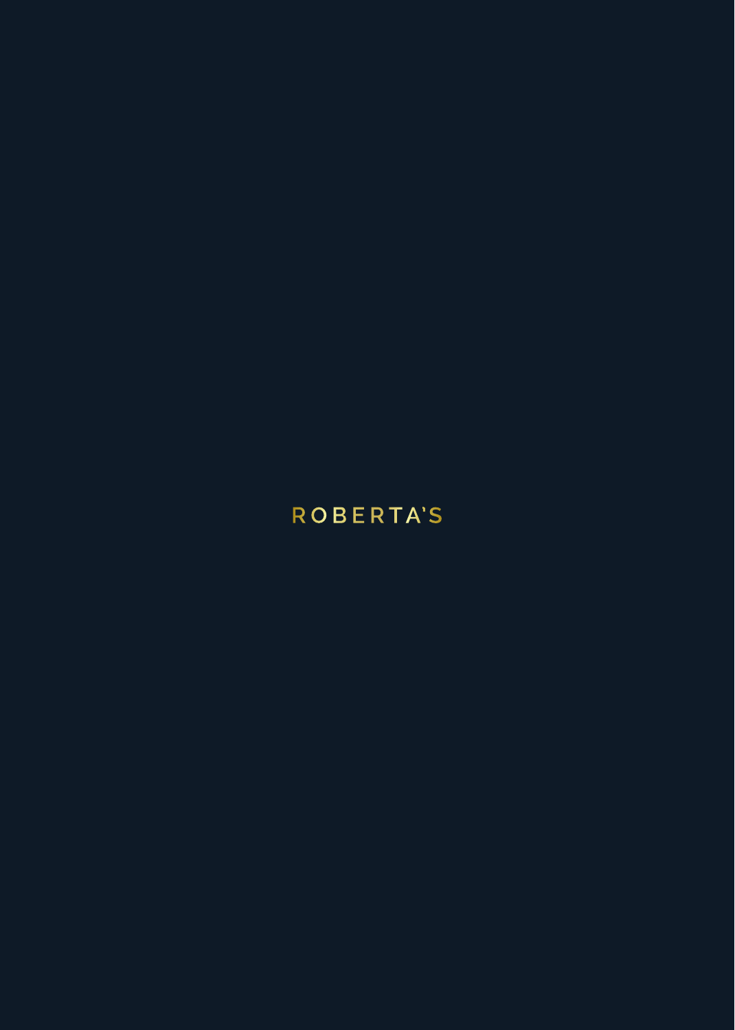# ROBERTA'S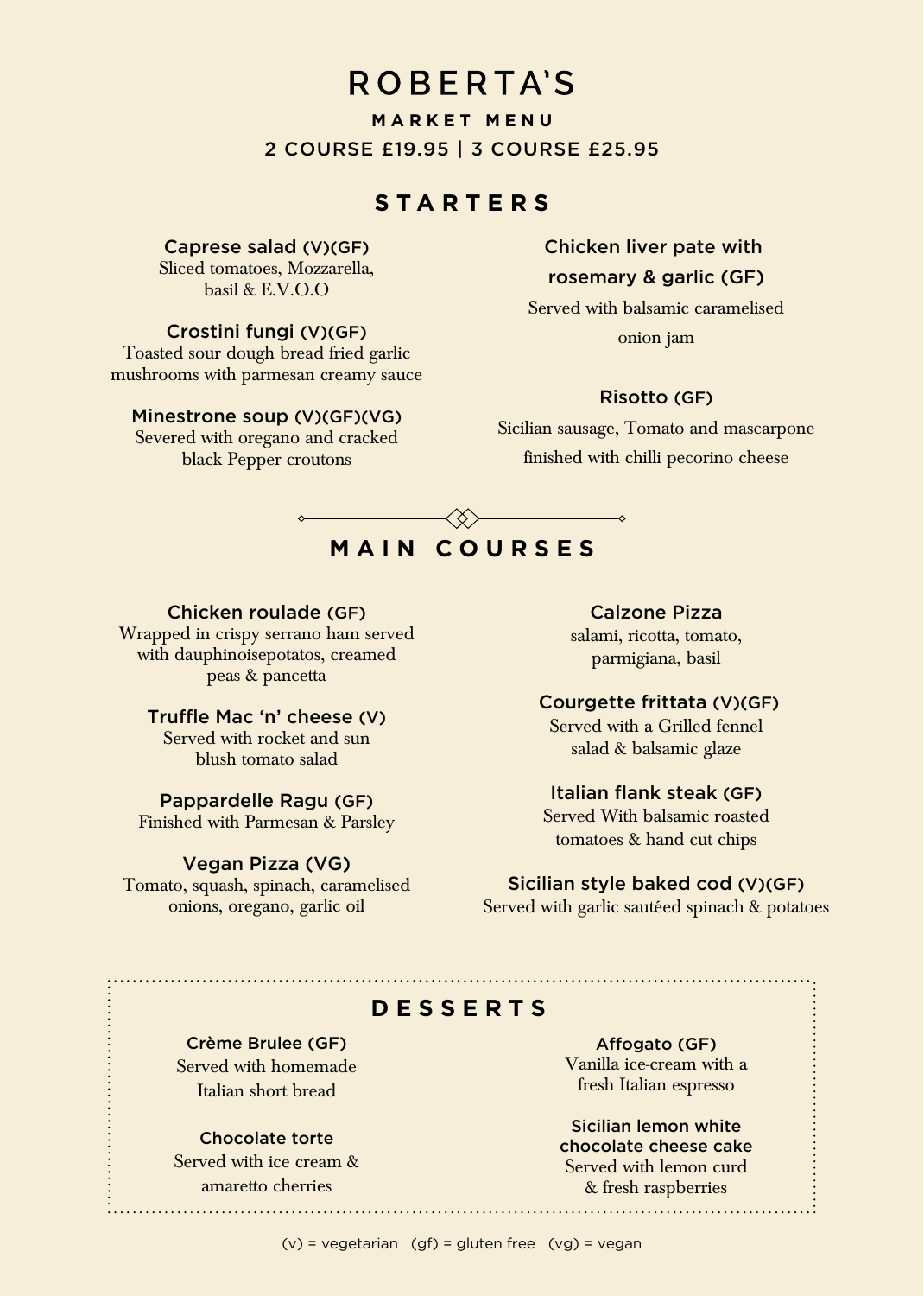# ROBERTA'S

**MARKET MENU**

2 COURSE £19.95 | 3 COURSE £25.95

## STARTERS

**Caprese salad (V)(GF)**
Sliced tomatoes, Mozzarella, basil & E.V.O.O

**Crostini fungi (V)(GF)**
Toasted sour dough bread fried garlic mushrooms with parmesan creamy sauce

**Minestrone soup (V)(GF)(VG)**
Severed with oregano and cracked black Pepper croutons

**Chicken liver pate with rosemary & garlic (GF)**
Served with balsamic caramelised onion jam

**Risotto (GF)**
Sicilian sausage, Tomato and mascarpone finished with chilli pecorino cheese

## MAIN COURSES

**Chicken roulade (GF)**
Wrapped in crispy serrano ham served with dauphinoisepotatos, creamed peas & pancetta

**Truffle Mac 'n' cheese (V)**
Served with rocket and sun blush tomato salad

**Pappardelle Ragu (GF)**
Finished with Parmesan & Parsley

**Vegan Pizza (VG)**
Tomato, squash, spinach, caramelised onions, oregano, garlic oil

**Calzone Pizza**
salami, ricotta, tomato, parmigiana, basil

**Courgette frittata (V)(GF)**
Served with a Grilled fennel salad & balsamic glaze

**Italian flank steak (GF)**
Served With balsamic roasted tomatoes & hand cut chips

**Sicilian style baked cod (V)(GF)**
Served with garlic sautéed spinach & potatoes

## DESSERTS

**Crème Brulee (GF)**
Served with homemade Italian short bread

**Chocolate torte**
Served with ice cream & amaretto cherries

**Affogato (GF)**
Vanilla ice-cream with a fresh Italian espresso

**Sicilian lemon white chocolate cheese cake**
Served with lemon curd & fresh raspberries

(v) = vegetarian (gf) = gluten free (vg) = vegan